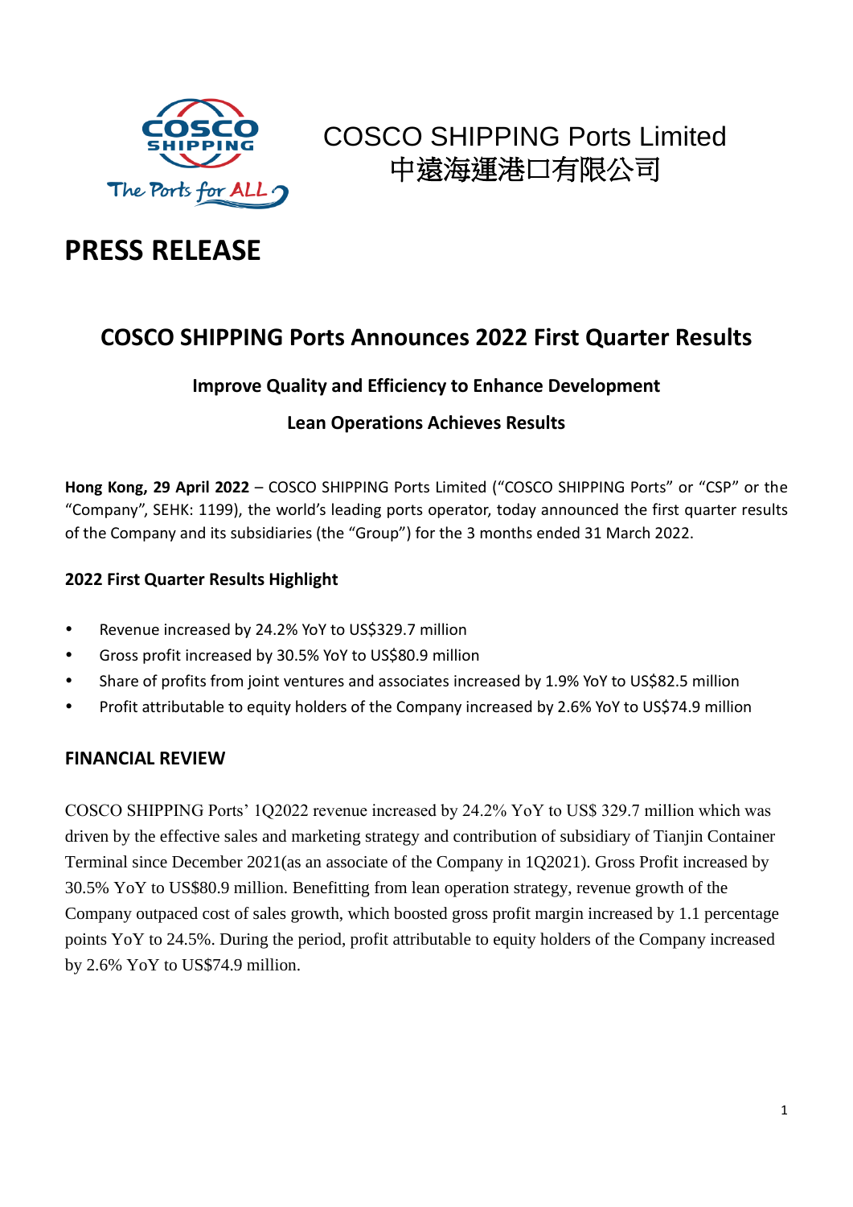COSCO SHIPPING Ports Limited
中遠海運港口有限公司

# PRESS RELEASE

## COSCO SHIPPING Ports Announces 2022 First Quarter Results

### Improve Quality and Efficiency to Enhance Development

### Lean Operations Achieves Results

**Hong Kong, 29 April 2022** – COSCO SHIPPING Ports Limited ("COSCO SHIPPING Ports" or "CSP" or the "Company", SEHK: 1199), the world's leading ports operator, today announced the first quarter results of the Company and its subsidiaries (the "Group") for the 3 months ended 31 March 2022.

**2022 First Quarter Results Highlight**

- Revenue increased by 24.2% YoY to US$329.7 million
- Gross profit increased by 30.5% YoY to US$80.9 million
- Share of profits from joint ventures and associates increased by 1.9% YoY to US$82.5 million
- Profit attributable to equity holders of the Company increased by 2.6% YoY to US$74.9 million

**FINANCIAL REVIEW**

COSCO SHIPPING Ports' 1Q2022 revenue increased by 24.2% YoY to US$ 329.7 million which was driven by the effective sales and marketing strategy and contribution of subsidiary of Tianjin Container Terminal since December 2021(as an associate of the Company in 1Q2021). Gross Profit increased by 30.5% YoY to US$80.9 million. Benefitting from lean operation strategy, revenue growth of the Company outpaced cost of sales growth, which boosted gross profit margin increased by 1.1 percentage points YoY to 24.5%. During the period, profit attributable to equity holders of the Company increased by 2.6% YoY to US$74.9 million.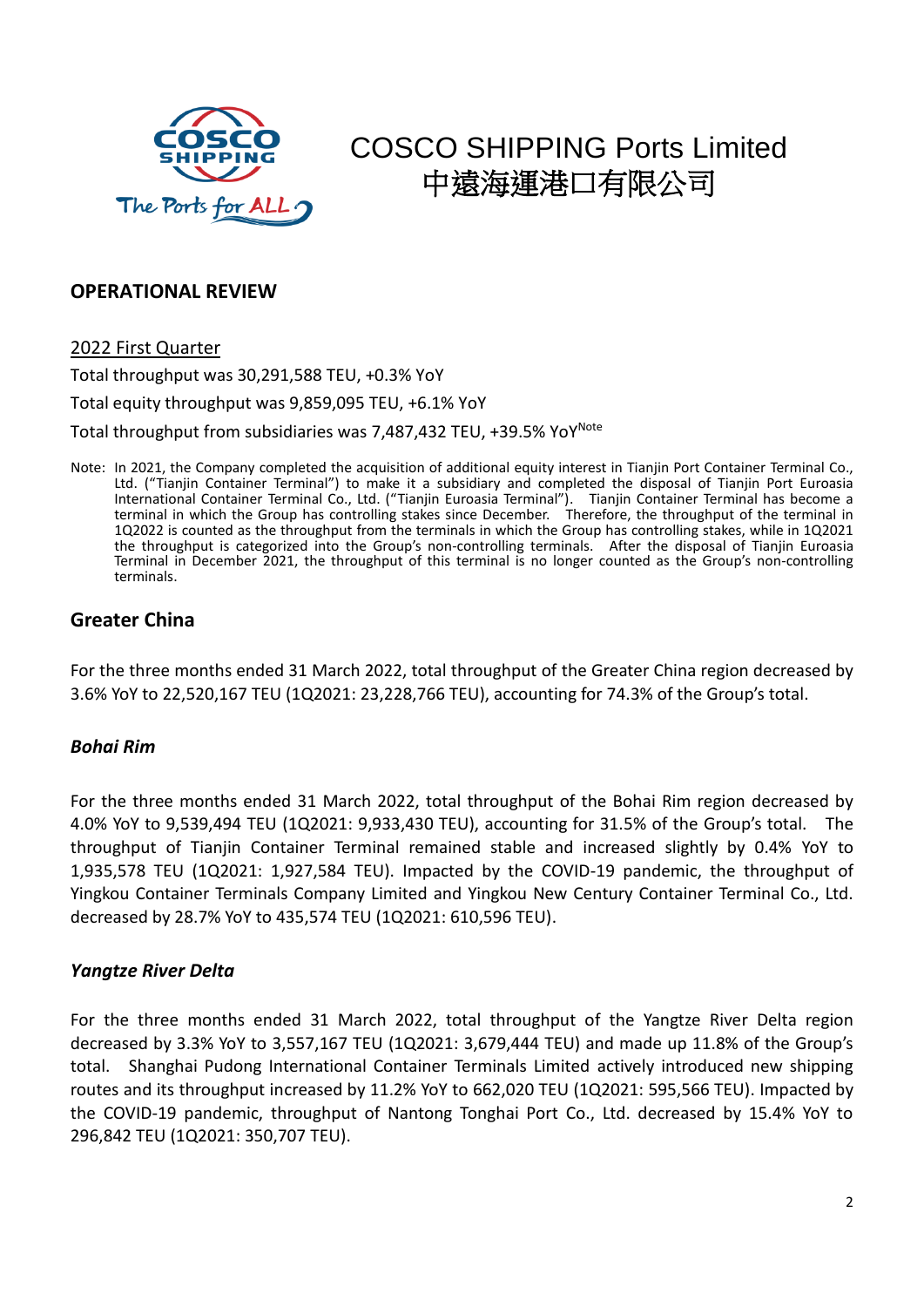COSCO SHIPPING Ports Limited
中遠海運港口有限公司

## OPERATIONAL REVIEW

2022 First Quarter

Total throughput was 30,291,588 TEU, +0.3% YoY

Total equity throughput was 9,859,095 TEU, +6.1% YoY

Total throughput from subsidiaries was 7,487,432 TEU, +39.5% YoY[Note]

Note: In 2021, the Company completed the acquisition of additional equity interest in Tianjin Port Container Terminal Co., Ltd. ("Tianjin Container Terminal") to make it a subsidiary and completed the disposal of Tianjin Port Euroasia International Container Terminal Co., Ltd. ("Tianjin Euroasia Terminal"). Tianjin Container Terminal has become a terminal in which the Group has controlling stakes since December. Therefore, the throughput of the terminal in 1Q2022 is counted as the throughput from the terminals in which the Group has controlling stakes, while in 1Q2021 the throughput is categorized into the Group's non-controlling terminals. After the disposal of Tianjin Euroasia Terminal in December 2021, the throughput of this terminal is no longer counted as the Group's non-controlling terminals.

## Greater China

For the three months ended 31 March 2022, total throughput of the Greater China region decreased by 3.6% YoY to 22,520,167 TEU (1Q2021: 23,228,766 TEU), accounting for 74.3% of the Group's total.

### *Bohai Rim*

For the three months ended 31 March 2022, total throughput of the Bohai Rim region decreased by 4.0% YoY to 9,539,494 TEU (1Q2021: 9,933,430 TEU), accounting for 31.5% of the Group's total. The throughput of Tianjin Container Terminal remained stable and increased slightly by 0.4% YoY to 1,935,578 TEU (1Q2021: 1,927,584 TEU). Impacted by the COVID-19 pandemic, the throughput of Yingkou Container Terminals Company Limited and Yingkou New Century Container Terminal Co., Ltd. decreased by 28.7% YoY to 435,574 TEU (1Q2021: 610,596 TEU).

### *Yangtze River Delta*

For the three months ended 31 March 2022, total throughput of the Yangtze River Delta region decreased by 3.3% YoY to 3,557,167 TEU (1Q2021: 3,679,444 TEU) and made up 11.8% of the Group's total. Shanghai Pudong International Container Terminals Limited actively introduced new shipping routes and its throughput increased by 11.2% YoY to 662,020 TEU (1Q2021: 595,566 TEU). Impacted by the COVID-19 pandemic, throughput of Nantong Tonghai Port Co., Ltd. decreased by 15.4% YoY to 296,842 TEU (1Q2021: 350,707 TEU).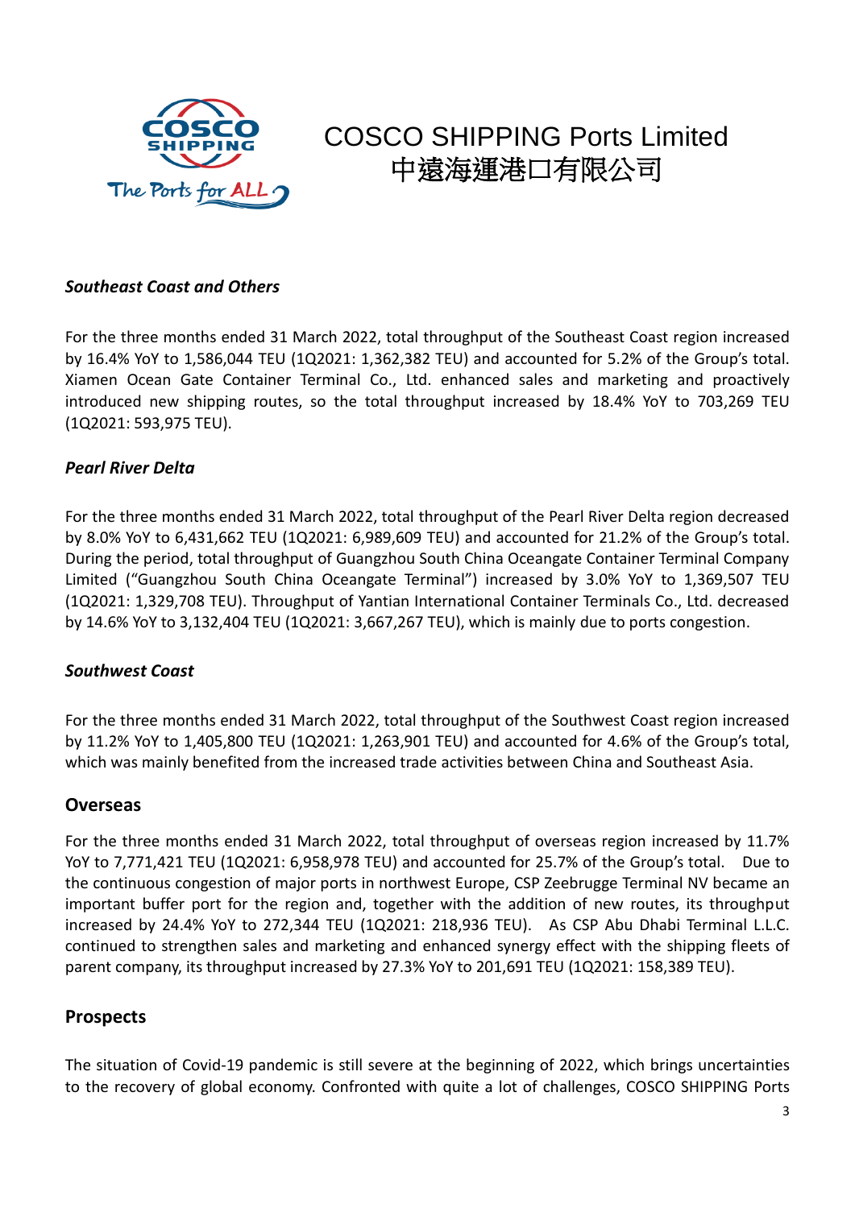### *Southeast Coast and Others*

For the three months ended 31 March 2022, total throughput of the Southeast Coast region increased by 16.4% YoY to 1,586,044 TEU (1Q2021: 1,362,382 TEU) and accounted for 5.2% of the Group's total. Xiamen Ocean Gate Container Terminal Co., Ltd. enhanced sales and marketing and proactively introduced new shipping routes, so the total throughput increased by 18.4% YoY to 703,269 TEU (1Q2021: 593,975 TEU).

### *Pearl River Delta*

For the three months ended 31 March 2022, total throughput of the Pearl River Delta region decreased by 8.0% YoY to 6,431,662 TEU (1Q2021: 6,989,609 TEU) and accounted for 21.2% of the Group's total. During the period, total throughput of Guangzhou South China Oceangate Container Terminal Company Limited ("Guangzhou South China Oceangate Terminal") increased by 3.0% YoY to 1,369,507 TEU (1Q2021: 1,329,708 TEU). Throughput of Yantian International Container Terminals Co., Ltd. decreased by 14.6% YoY to 3,132,404 TEU (1Q2021: 3,667,267 TEU), which is mainly due to ports congestion.

### *Southwest Coast*

For the three months ended 31 March 2022, total throughput of the Southwest Coast region increased by 11.2% YoY to 1,405,800 TEU (1Q2021: 1,263,901 TEU) and accounted for 4.6% of the Group's total, which was mainly benefited from the increased trade activities between China and Southeast Asia.

## Overseas

For the three months ended 31 March 2022, total throughput of overseas region increased by 11.7% YoY to 7,771,421 TEU (1Q2021: 6,958,978 TEU) and accounted for 25.7% of the Group's total. Due to the continuous congestion of major ports in northwest Europe, CSP Zeebrugge Terminal NV became an important buffer port for the region and, together with the addition of new routes, its throughput increased by 24.4% YoY to 272,344 TEU (1Q2021: 218,936 TEU). As CSP Abu Dhabi Terminal L.L.C. continued to strengthen sales and marketing and enhanced synergy effect with the shipping fleets of parent company, its throughput increased by 27.3% YoY to 201,691 TEU (1Q2021: 158,389 TEU).

## Prospects

The situation of Covid-19 pandemic is still severe at the beginning of 2022, which brings uncertainties to the recovery of global economy. Confronted with quite a lot of challenges, COSCO SHIPPING Ports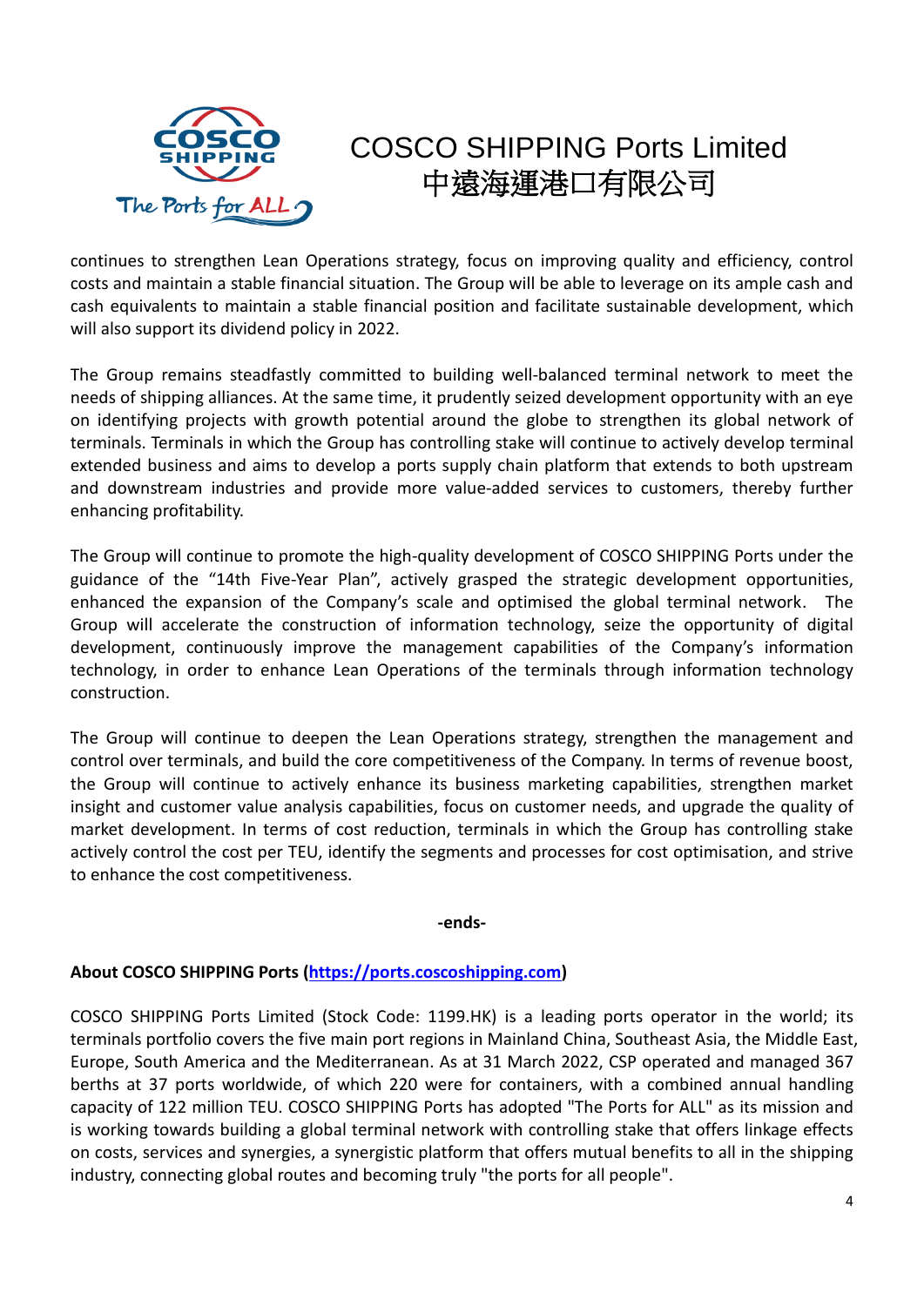continues to strengthen Lean Operations strategy, focus on improving quality and efficiency, control costs and maintain a stable financial situation. The Group will be able to leverage on its ample cash and cash equivalents to maintain a stable financial position and facilitate sustainable development, which will also support its dividend policy in 2022.

The Group remains steadfastly committed to building well-balanced terminal network to meet the needs of shipping alliances. At the same time, it prudently seized development opportunity with an eye on identifying projects with growth potential around the globe to strengthen its global network of terminals. Terminals in which the Group has controlling stake will continue to actively develop terminal extended business and aims to develop a ports supply chain platform that extends to both upstream and downstream industries and provide more value-added services to customers, thereby further enhancing profitability.

The Group will continue to promote the high-quality development of COSCO SHIPPING Ports under the guidance of the "14th Five-Year Plan", actively grasped the strategic development opportunities, enhanced the expansion of the Company's scale and optimised the global terminal network. The Group will accelerate the construction of information technology, seize the opportunity of digital development, continuously improve the management capabilities of the Company's information technology, in order to enhance Lean Operations of the terminals through information technology construction.

The Group will continue to deepen the Lean Operations strategy, strengthen the management and control over terminals, and build the core competitiveness of the Company. In terms of revenue boost, the Group will continue to actively enhance its business marketing capabilities, strengthen market insight and customer value analysis capabilities, focus on customer needs, and upgrade the quality of market development. In terms of cost reduction, terminals in which the Group has controlling stake actively control the cost per TEU, identify the segments and processes for cost optimisation, and strive to enhance the cost competitiveness.

**-ends-**

**About COSCO SHIPPING Ports ([https://ports.coscoshipping.com](https://ports.coscoshipping.com))**

COSCO SHIPPING Ports Limited (Stock Code: 1199.HK) is a leading ports operator in the world; its terminals portfolio covers the five main port regions in Mainland China, Southeast Asia, the Middle East, Europe, South America and the Mediterranean. As at 31 March 2022, CSP operated and managed 367 berths at 37 ports worldwide, of which 220 were for containers, with a combined annual handling capacity of 122 million TEU. COSCO SHIPPING Ports has adopted "The Ports for ALL" as its mission and is working towards building a global terminal network with controlling stake that offers linkage effects on costs, services and synergies, a synergistic platform that offers mutual benefits to all in the shipping industry, connecting global routes and becoming truly "the ports for all people".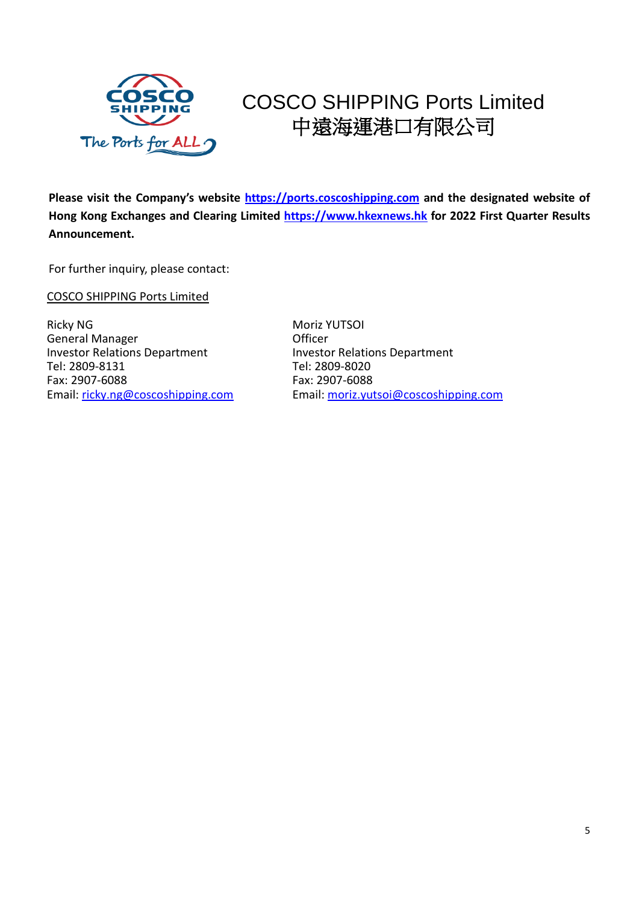COSCO SHIPPING Ports Limited
中遠海運港口有限公司

**Please visit the Company's website https://ports.coscoshipping.com and the designated website of Hong Kong Exchanges and Clearing Limited https://www.hkexnews.hk for 2022 First Quarter Results Announcement.**

For further inquiry, please contact:

COSCO SHIPPING Ports Limited

Ricky NG
General Manager
Investor Relations Department
Tel: 2809-8131
Fax: 2907-6088
Email: ricky.ng@coscoshipping.com

Moriz YUTSOI
Officer
Investor Relations Department
Tel: 2809-8020
Fax: 2907-6088
Email: moriz.yutsoi@coscoshipping.com